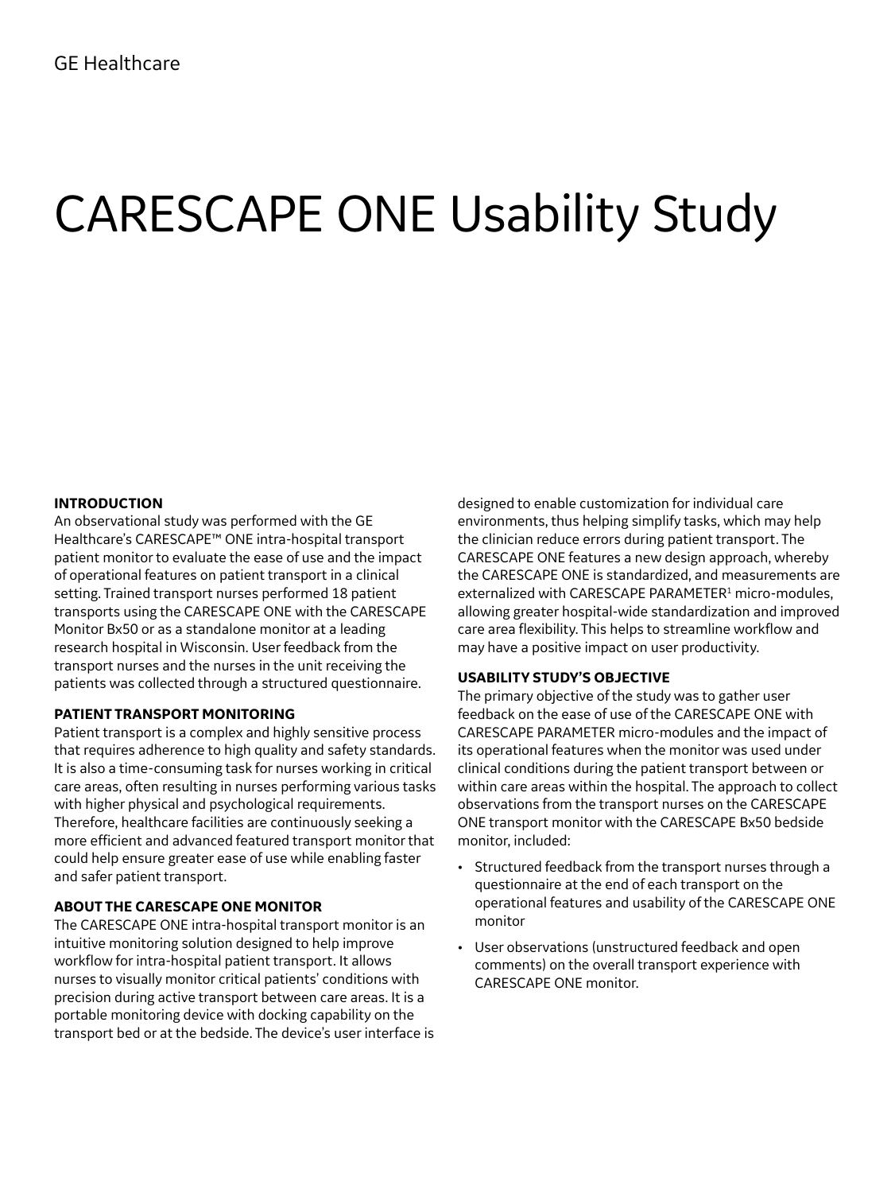GE Healthcare

# CARESCAPE ONE Usability Study

## INTRODUCTION

An observational study was performed with the GE Healthcare's CARESCAPE™ ONE intra-hospital transport patient monitor to evaluate the ease of use and the impact of operational features on patient transport in a clinical setting. Trained transport nurses performed 18 patient transports using the CARESCAPE ONE with the CARESCAPE Monitor Bx50 or as a standalone monitor at a leading research hospital in Wisconsin. User feedback from the transport nurses and the nurses in the unit receiving the patients was collected through a structured questionnaire.

## PATIENT TRANSPORT MONITORING

Patient transport is a complex and highly sensitive process that requires adherence to high quality and safety standards. It is also a time-consuming task for nurses working in critical care areas, often resulting in nurses performing various tasks with higher physical and psychological requirements. Therefore, healthcare facilities are continuously seeking a more efficient and advanced featured transport monitor that could help ensure greater ease of use while enabling faster and safer patient transport.

## ABOUT THE CARESCAPE ONE MONITOR

The CARESCAPE ONE intra-hospital transport monitor is an intuitive monitoring solution designed to help improve workflow for intra-hospital patient transport. It allows nurses to visually monitor critical patients' conditions with precision during active transport between care areas. It is a portable monitoring device with docking capability on the transport bed or at the bedside. The device's user interface is designed to enable customization for individual care environments, thus helping simplify tasks, which may help the clinician reduce errors during patient transport. The CARESCAPE ONE features a new design approach, whereby the CARESCAPE ONE is standardized, and measurements are externalized with CARESCAPE PARAMETER[1] micro-modules, allowing greater hospital-wide standardization and improved care area flexibility. This helps to streamline workflow and may have a positive impact on user productivity.

## USABILITY STUDY'S OBJECTIVE

The primary objective of the study was to gather user feedback on the ease of use of the CARESCAPE ONE with CARESCAPE PARAMETER micro-modules and the impact of its operational features when the monitor was used under clinical conditions during the patient transport between or within care areas within the hospital. The approach to collect observations from the transport nurses on the CARESCAPE ONE transport monitor with the CARESCAPE Bx50 bedside monitor, included:

- Structured feedback from the transport nurses through a questionnaire at the end of each transport on the operational features and usability of the CARESCAPE ONE monitor
- User observations (unstructured feedback and open comments) on the overall transport experience with CARESCAPE ONE monitor.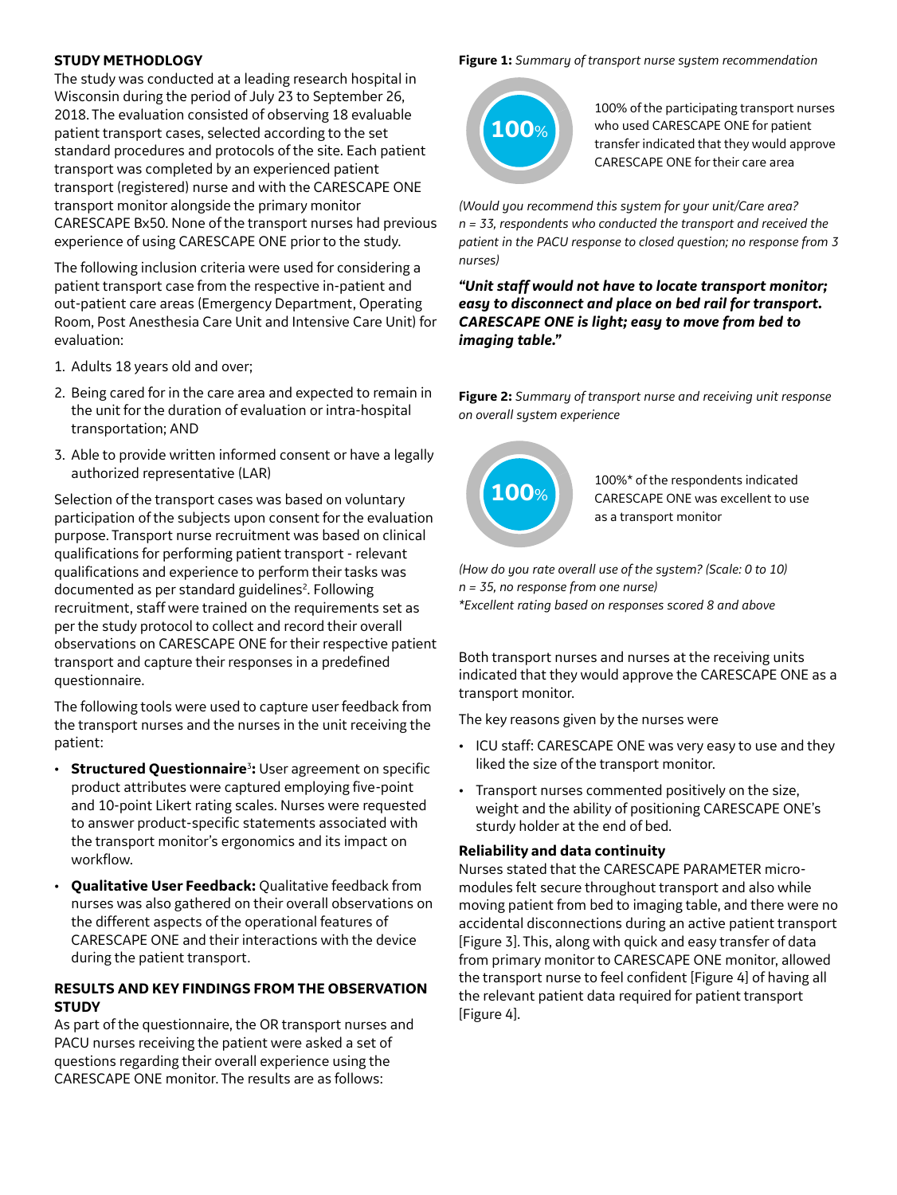## STUDY METHODLOGY

The study was conducted at a leading research hospital in Wisconsin during the period of July 23 to September 26, 2018. The evaluation consisted of observing 18 evaluable patient transport cases, selected according to the set standard procedures and protocols of the site. Each patient transport was completed by an experienced patient transport (registered) nurse and with the CARESCAPE ONE transport monitor alongside the primary monitor CARESCAPE Bx50. None of the transport nurses had previous experience of using CARESCAPE ONE prior to the study.

The following inclusion criteria were used for considering a patient transport case from the respective in-patient and out-patient care areas (Emergency Department, Operating Room, Post Anesthesia Care Unit and Intensive Care Unit) for evaluation:

1. Adults 18 years old and over;
2. Being cared for in the care area and expected to remain in the unit for the duration of evaluation or intra-hospital transportation; AND
3. Able to provide written informed consent or have a legally authorized representative (LAR)

Selection of the transport cases was based on voluntary participation of the subjects upon consent for the evaluation purpose. Transport nurse recruitment was based on clinical qualifications for performing patient transport - relevant qualifications and experience to perform their tasks was documented as per standard guidelines[2]. Following recruitment, staff were trained on the requirements set as per the study protocol to collect and record their overall observations on CARESCAPE ONE for their respective patient transport and capture their responses in a predefined questionnaire.

The following tools were used to capture user feedback from the transport nurses and the nurses in the unit receiving the patient:

- **Structured Questionnaire[3]:** User agreement on specific product attributes were captured employing five-point and 10-point Likert rating scales. Nurses were requested to answer product-specific statements associated with the transport monitor's ergonomics and its impact on workflow.
- **Qualitative User Feedback:** Qualitative feedback from nurses was also gathered on their overall observations on the different aspects of the operational features of CARESCAPE ONE and their interactions with the device during the patient transport.

## RESULTS AND KEY FINDINGS FROM THE OBSERVATION STUDY

As part of the questionnaire, the OR transport nurses and PACU nurses receiving the patient were asked a set of questions regarding their overall experience using the CARESCAPE ONE monitor. The results are as follows:

**Figure 1:** *Summary of transport nurse system recommendation*

100%

100% of the participating transport nurses who used CARESCAPE ONE for patient transfer indicated that they would approve CARESCAPE ONE for their care area

*(Would you recommend this system for your unit/Care area? n = 33, respondents who conducted the transport and received the patient in the PACU response to closed question; no response from 3 nurses)*

***"Unit staff would not have to locate transport monitor; easy to disconnect and place on bed rail for transport. CARESCAPE ONE is light; easy to move from bed to imaging table."***

**Figure 2:** *Summary of transport nurse and receiving unit response on overall system experience*

100%

100%* of the respondents indicated CARESCAPE ONE was excellent to use as a transport monitor

*(How do you rate overall use of the system? (Scale: 0 to 10) n = 35, no response from one nurse)*
*\*Excellent rating based on responses scored 8 and above*

Both transport nurses and nurses at the receiving units indicated that they would approve the CARESCAPE ONE as a transport monitor.

The key reasons given by the nurses were

- ICU staff: CARESCAPE ONE was very easy to use and they liked the size of the transport monitor.
- Transport nurses commented positively on the size, weight and the ability of positioning CARESCAPE ONE's sturdy holder at the end of bed.

### Reliability and data continuity

Nurses stated that the CARESCAPE PARAMETER micro-modules felt secure throughout transport and also while moving patient from bed to imaging table, and there were no accidental disconnections during an active patient transport [Figure 3]. This, along with quick and easy transfer of data from primary monitor to CARESCAPE ONE monitor, allowed the transport nurse to feel confident [Figure 4] of having all the relevant patient data required for patient transport [Figure 4].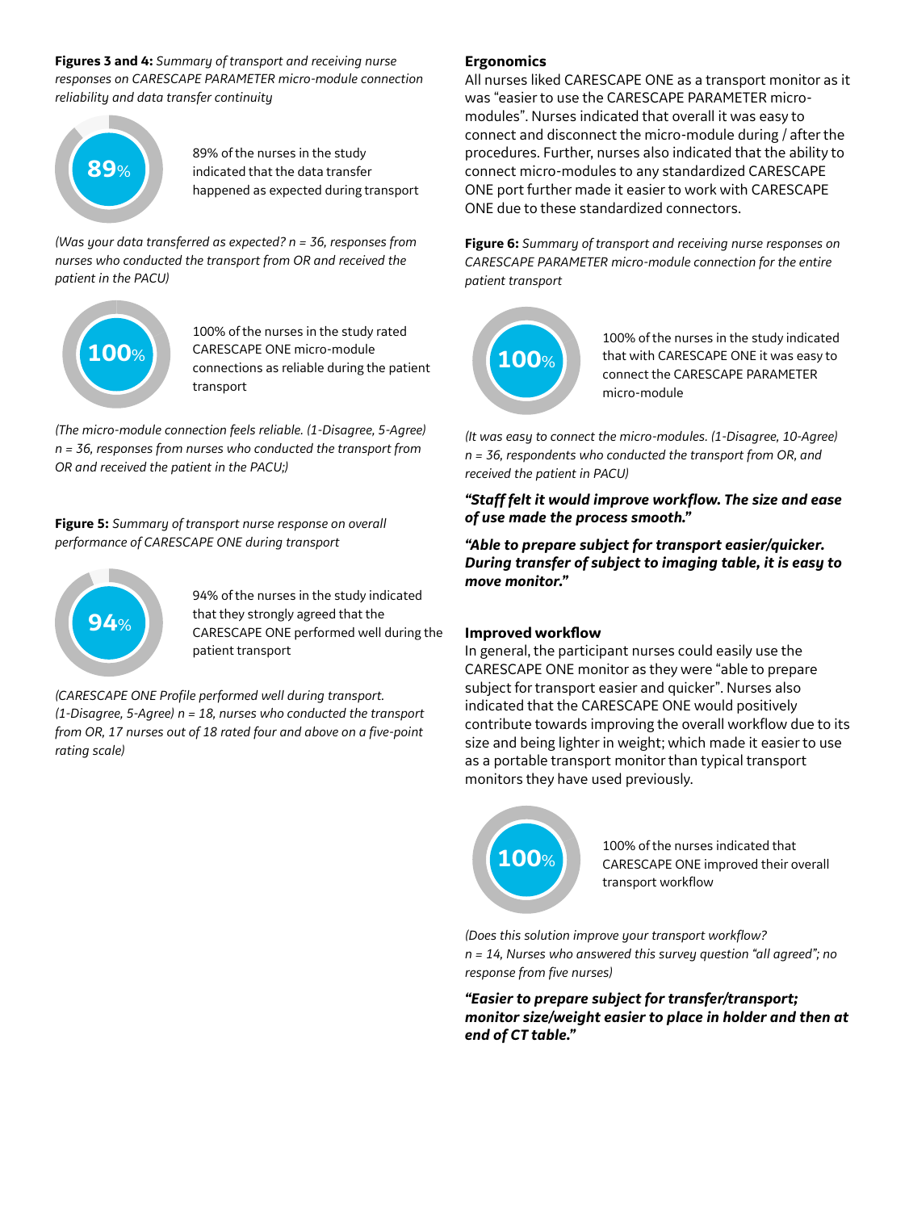**Figures 3 and 4:** *Summary of transport and receiving nurse responses on CARESCAPE PARAMETER micro-module connection reliability and data transfer continuity*

89%

89% of the nurses in the study indicated that the data transfer happened as expected during transport

*(Was your data transferred as expected? n = 36, responses from nurses who conducted the transport from OR and received the patient in the PACU)*

100%

100% of the nurses in the study rated CARESCAPE ONE micro-module connections as reliable during the patient transport

*(The micro-module connection feels reliable. (1-Disagree, 5-Agree) n = 36, responses from nurses who conducted the transport from OR and received the patient in the PACU;)*

**Figure 5:** *Summary of transport nurse response on overall performance of CARESCAPE ONE during transport*

94%

94% of the nurses in the study indicated that they strongly agreed that the CARESCAPE ONE performed well during the patient transport

*(CARESCAPE ONE Profile performed well during transport. (1-Disagree, 5-Agree) n = 18, nurses who conducted the transport from OR, 17 nurses out of 18 rated four and above on a five-point rating scale)*

## Ergonomics

All nurses liked CARESCAPE ONE as a transport monitor as it was "easier to use the CARESCAPE PARAMETER micro-modules". Nurses indicated that overall it was easy to connect and disconnect the micro-module during / after the procedures. Further, nurses also indicated that the ability to connect micro-modules to any standardized CARESCAPE ONE port further made it easier to work with CARESCAPE ONE due to these standardized connectors.

**Figure 6:** *Summary of transport and receiving nurse responses on CARESCAPE PARAMETER micro-module connection for the entire patient transport*

100%

100% of the nurses in the study indicated that with CARESCAPE ONE it was easy to connect the CARESCAPE PARAMETER micro-module

*(It was easy to connect the micro-modules. (1-Disagree, 10-Agree) n = 36, respondents who conducted the transport from OR, and received the patient in PACU)*

***"Staff felt it would improve workflow. The size and ease of use made the process smooth."***

***"Able to prepare subject for transport easier/quicker. During transfer of subject to imaging table, it is easy to move monitor."***

## Improved workflow

In general, the participant nurses could easily use the CARESCAPE ONE monitor as they were "able to prepare subject for transport easier and quicker". Nurses also indicated that the CARESCAPE ONE would positively contribute towards improving the overall workflow due to its size and being lighter in weight; which made it easier to use as a portable transport monitor than typical transport monitors they have used previously.

100%

100% of the nurses indicated that CARESCAPE ONE improved their overall transport workflow

*(Does this solution improve your transport workflow? n = 14, Nurses who answered this survey question "all agreed"; no response from five nurses)*

***"Easier to prepare subject for transfer/transport; monitor size/weight easier to place in holder and then at end of CT table."***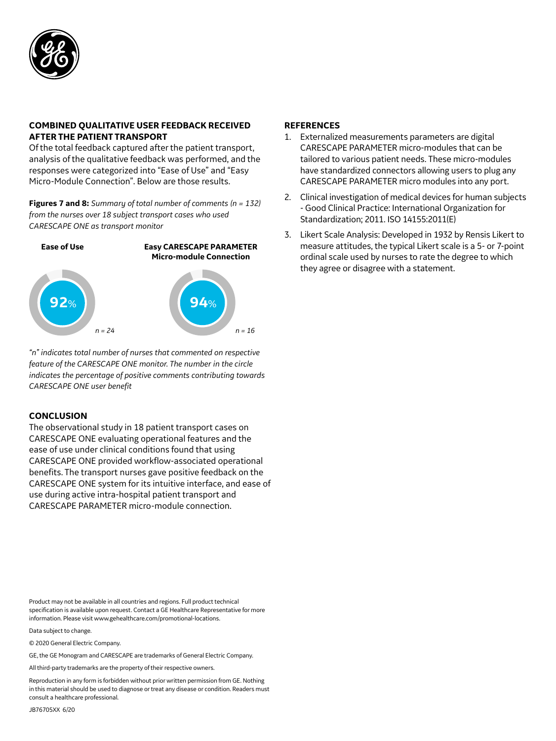## COMBINED QUALITATIVE USER FEEDBACK RECEIVED AFTER THE PATIENT TRANSPORT

Of the total feedback captured after the patient transport, analysis of the qualitative feedback was performed, and the responses were categorized into "Ease of Use" and "Easy Micro-Module Connection". Below are those results.

**Figures 7 and 8:** *Summary of total number of comments (n = 132) from the nurses over 18 subject transport cases who used CARESCAPE ONE as transport monitor*

**Ease of Use**

92%

*n = 24*

**Easy CARESCAPE PARAMETER Micro-module Connection**

94%

*n = 16*

*"n" indicates total number of nurses that commented on respective feature of the CARESCAPE ONE monitor. The number in the circle indicates the percentage of positive comments contributing towards CARESCAPE ONE user benefit*

## CONCLUSION

The observational study in 18 patient transport cases on CARESCAPE ONE evaluating operational features and the ease of use under clinical conditions found that using CARESCAPE ONE provided workflow-associated operational benefits. The transport nurses gave positive feedback on the CARESCAPE ONE system for its intuitive interface, and ease of use during active intra-hospital patient transport and CARESCAPE PARAMETER micro-module connection.

## REFERENCES

1. Externalized measurements parameters are digital CARESCAPE PARAMETER micro-modules that can be tailored to various patient needs. These micro-modules have standardized connectors allowing users to plug any CARESCAPE PARAMETER micro modules into any port.
2. Clinical investigation of medical devices for human subjects - Good Clinical Practice: International Organization for Standardization; 2011. ISO 14155:2011(E)
3. Likert Scale Analysis: Developed in 1932 by Rensis Likert to measure attitudes, the typical Likert scale is a 5- or 7-point ordinal scale used by nurses to rate the degree to which they agree or disagree with a statement.

Product may not be available in all countries and regions. Full product technical specification is available upon request. Contact a GE Healthcare Representative for more information. Please visit www.gehealthcare.com/promotional-locations.

Data subject to change.

© 2020 General Electric Company.

GE, the GE Monogram and CARESCAPE are trademarks of General Electric Company.

All third-party trademarks are the property of their respective owners.

Reproduction in any form is forbidden without prior written permission from GE. Nothing in this material should be used to diagnose or treat any disease or condition. Readers must consult a healthcare professional.

JB76705XX 6/20